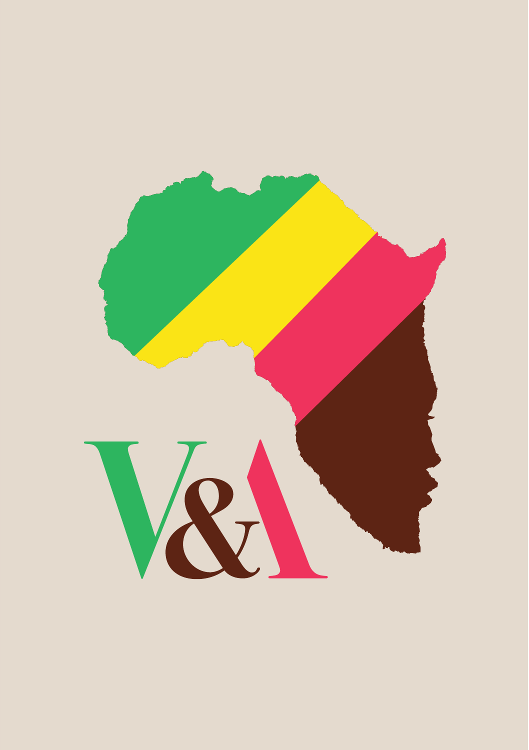V&A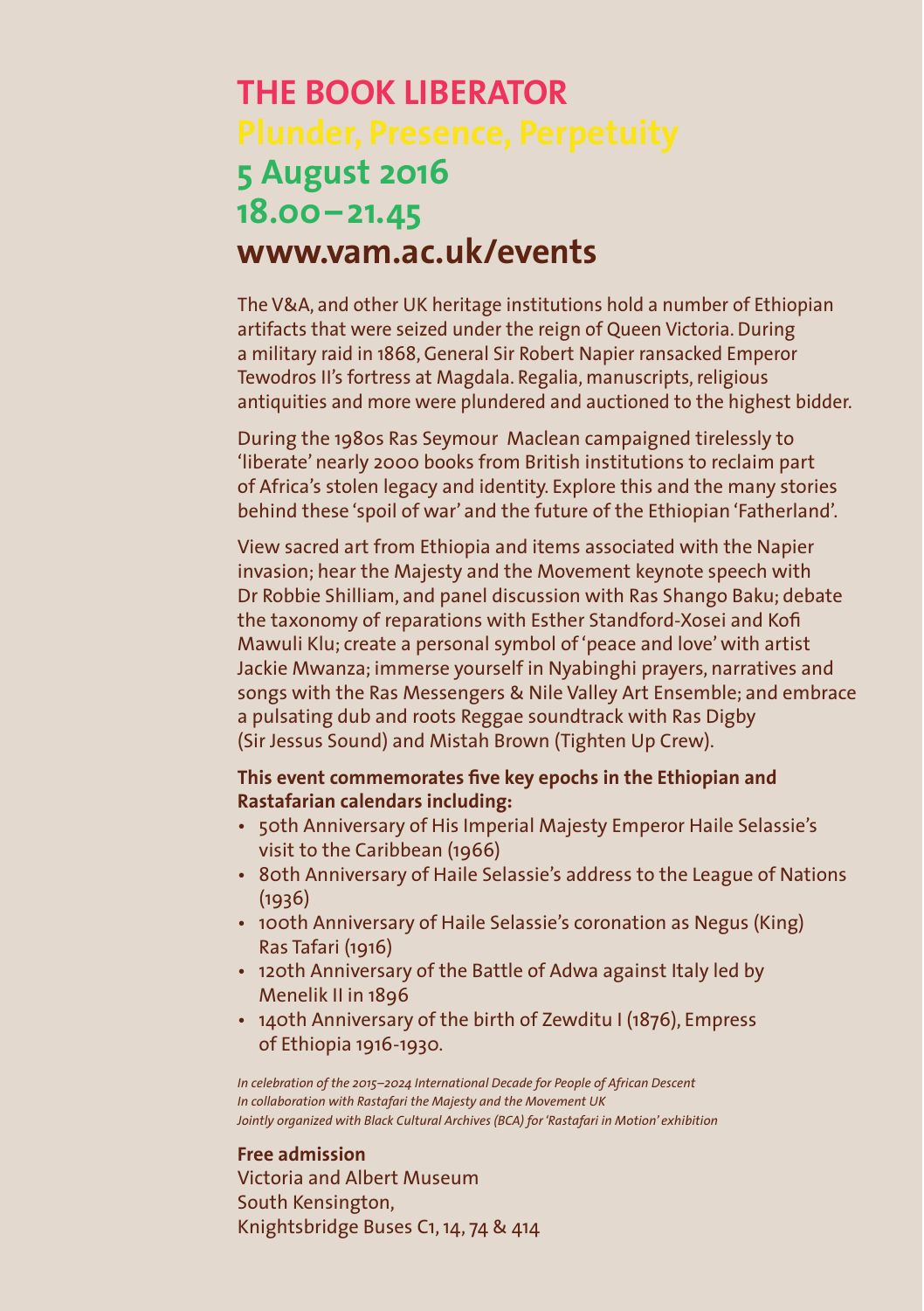# THE BOOK LIBERATOR

## Plunder, Presence, Perpetuity

## 5 August 2016

## 18.00 – 21.45

## www.vam.ac.uk/events

The V&A, and other UK heritage institutions hold a number of Ethiopian artifacts that were seized under the reign of Queen Victoria. During a military raid in 1868, General Sir Robert Napier ransacked Emperor Tewodros II's fortress at Magdala. Regalia, manuscripts, religious antiquities and more were plundered and auctioned to the highest bidder.

During the 1980s Ras Seymour Maclean campaigned tirelessly to 'liberate' nearly 2000 books from British institutions to reclaim part of Africa's stolen legacy and identity. Explore this and the many stories behind these 'spoil of war' and the future of the Ethiopian 'Fatherland'.

View sacred art from Ethiopia and items associated with the Napier invasion; hear the Majesty and the Movement keynote speech with Dr Robbie Shilliam, and panel discussion with Ras Shango Baku; debate the taxonomy of reparations with Esther Standford-Xosei and Kofi Mawuli Klu; create a personal symbol of 'peace and love' with artist Jackie Mwanza; immerse yourself in Nyabinghi prayers, narratives and songs with the Ras Messengers & Nile Valley Art Ensemble; and embrace a pulsating dub and roots Reggae soundtrack with Ras Digby (Sir Jessus Sound) and Mistah Brown (Tighten Up Crew).

**This event commemorates five key epochs in the Ethiopian and Rastafarian calendars including:**

- 50th Anniversary of His Imperial Majesty Emperor Haile Selassie's visit to the Caribbean (1966)
- 80th Anniversary of Haile Selassie's address to the League of Nations (1936)
- 100th Anniversary of Haile Selassie's coronation as Negus (King) Ras Tafari (1916)
- 120th Anniversary of the Battle of Adwa against Italy led by Menelik II in 1896
- 140th Anniversary of the birth of Zewditu I (1876), Empress of Ethiopia 1916-1930.

*In celebration of the 2015–2024 International Decade for People of African Descent*
*In collaboration with Rastafari the Majesty and the Movement UK*
*Jointly organized with Black Cultural Archives (BCA) for 'Rastafari in Motion' exhibition*

**Free admission**
Victoria and Albert Museum
South Kensington,
Knightsbridge Buses C1, 14, 74 & 414